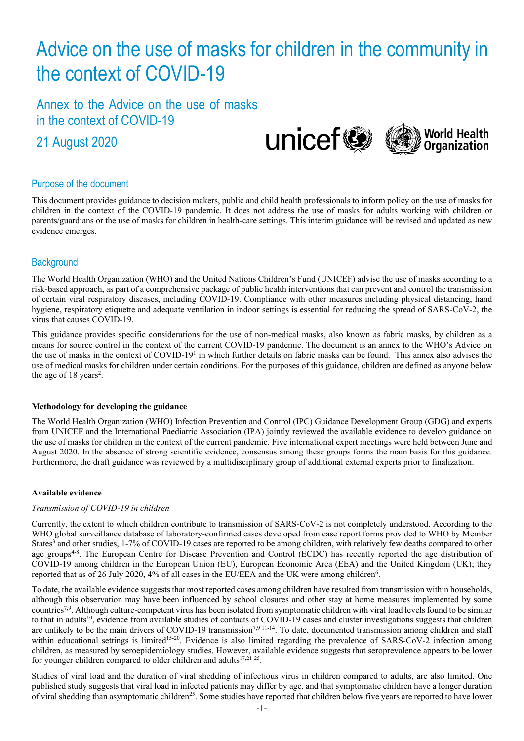# Advice on the use of masks for children in the community in the context of COVID-19

## Annex to the Advice on the use of masks in the context of COVID-19

21 August 2020

## Purpose of the document

This document provides guidance to decision makers, public and child health professionals to inform policy on the use of masks for children in the context of the COVID-19 pandemic. It does not address the use of masks for adults working with children or parents/guardians or the use of masks for children in health-care settings. This interim guidance will be revised and updated as new evidence emerges.

## Background

The World Health Organization (WHO) and the United Nations Children's Fund (UNICEF) advise the use of masks according to a risk-based approach, as part of a comprehensive package of public health interventions that can prevent and control the transmission of certain viral respiratory diseases, including COVID-19. Compliance with other measures including physical distancing, hand hygiene, respiratory etiquette and adequate ventilation in indoor settings is essential for reducing the spread of SARS-CoV-2, the virus that causes COVID-19.

This guidance provides specific considerations for the use of non-medical masks, also known as fabric masks, by children as a means for source control in the context of the current COVID-19 pandemic. The document is an annex to the WHO's Advice on the use of masks in the context of COVID-19[1] in which further details on fabric masks can be found. This annex also advises the use of medical masks for children under certain conditions. For the purposes of this guidance, children are defined as anyone below the age of 18 years[2].

### Methodology for developing the guidance

The World Health Organization (WHO) Infection Prevention and Control (IPC) Guidance Development Group (GDG) and experts from UNICEF and the International Paediatric Association (IPA) jointly reviewed the available evidence to develop guidance on the use of masks for children in the context of the current pandemic. Five international expert meetings were held between June and August 2020. In the absence of strong scientific evidence, consensus among these groups forms the main basis for this guidance. Furthermore, the draft guidance was reviewed by a multidisciplinary group of additional external experts prior to finalization.

### Available evidence

*Transmission of COVID-19 in children*

Currently, the extent to which children contribute to transmission of SARS-CoV-2 is not completely understood. According to the WHO global surveillance database of laboratory-confirmed cases developed from case report forms provided to WHO by Member States[3] and other studies, 1-7% of COVID-19 cases are reported to be among children, with relatively few deaths compared to other age groups[4-8]. The European Centre for Disease Prevention and Control (ECDC) has recently reported the age distribution of COVID-19 among children in the European Union (EU), European Economic Area (EEA) and the United Kingdom (UK); they reported that as of 26 July 2020, 4% of all cases in the EU/EEA and the UK were among children[6].

To date, the available evidence suggests that most reported cases among children have resulted from transmission within households, although this observation may have been influenced by school closures and other stay at home measures implemented by some countries[7,9]. Although culture-competent virus has been isolated from symptomatic children with viral load levels found to be similar to that in adults[10], evidence from available studies of contacts of COVID-19 cases and cluster investigations suggests that children are unlikely to be the main drivers of COVID-19 transmission[7,9 11-14]. To date, documented transmission among children and staff within educational settings is limited[15-20]. Evidence is also limited regarding the prevalence of SARS-CoV-2 infection among children, as measured by seroepidemiology studies. However, available evidence suggests that seroprevalence appears to be lower for younger children compared to older children and adults[17,21-25].

Studies of viral load and the duration of viral shedding of infectious virus in children compared to adults, are also limited. One published study suggests that viral load in infected patients may differ by age, and that symptomatic children have a longer duration of viral shedding than asymptomatic children[25]. Some studies have reported that children below five years are reported to have lower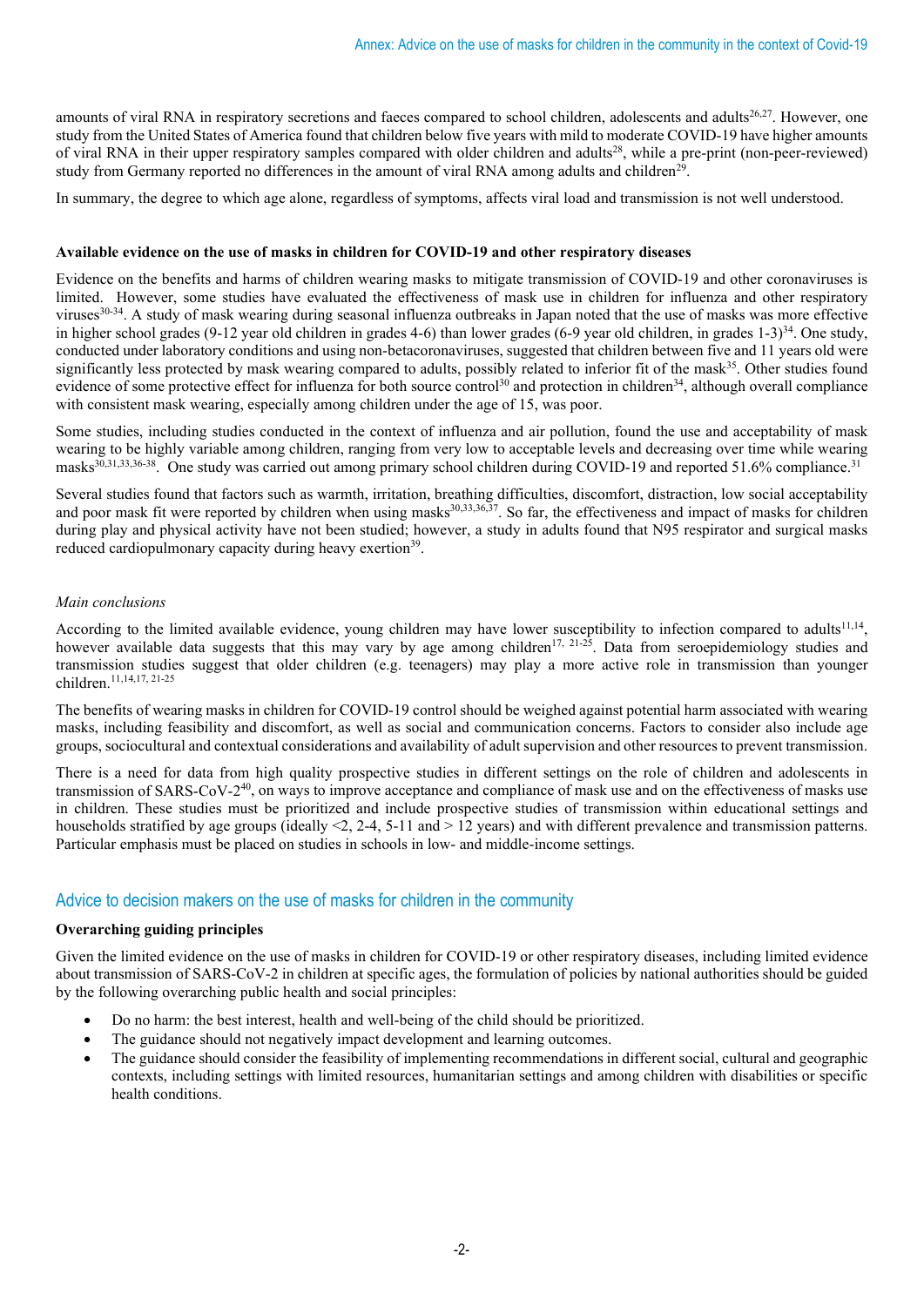amounts of viral RNA in respiratory secretions and faeces compared to school children, adolescents and adults[26,27]. However, one study from the United States of America found that children below five years with mild to moderate COVID-19 have higher amounts of viral RNA in their upper respiratory samples compared with older children and adults[28], while a pre-print (non-peer-reviewed) study from Germany reported no differences in the amount of viral RNA among adults and children[29].

In summary, the degree to which age alone, regardless of symptoms, affects viral load and transmission is not well understood.

**Available evidence on the use of masks in children for COVID-19 and other respiratory diseases**

Evidence on the benefits and harms of children wearing masks to mitigate transmission of COVID-19 and other coronaviruses is limited. However, some studies have evaluated the effectiveness of mask use in children for influenza and other respiratory viruses[30-34]. A study of mask wearing during seasonal influenza outbreaks in Japan noted that the use of masks was more effective in higher school grades (9-12 year old children in grades 4-6) than lower grades (6-9 year old children, in grades 1-3)[34]. One study, conducted under laboratory conditions and using non-betacoronaviruses, suggested that children between five and 11 years old were significantly less protected by mask wearing compared to adults, possibly related to inferior fit of the mask[35]. Other studies found evidence of some protective effect for influenza for both source control[30] and protection in children[34], although overall compliance with consistent mask wearing, especially among children under the age of 15, was poor.

Some studies, including studies conducted in the context of influenza and air pollution, found the use and acceptability of mask wearing to be highly variable among children, ranging from very low to acceptable levels and decreasing over time while wearing masks[30,31,33,36-38]. One study was carried out among primary school children during COVID-19 and reported 51.6% compliance.[31]

Several studies found that factors such as warmth, irritation, breathing difficulties, discomfort, distraction, low social acceptability and poor mask fit were reported by children when using masks[30,33,36,37]. So far, the effectiveness and impact of masks for children during play and physical activity have not been studied; however, a study in adults found that N95 respirator and surgical masks reduced cardiopulmonary capacity during heavy exertion[39].

*Main conclusions*

According to the limited available evidence, young children may have lower susceptibility to infection compared to adults[11,14], however available data suggests that this may vary by age among children[17, 21-25]. Data from seroepidemiology studies and transmission studies suggest that older children (e.g. teenagers) may play a more active role in transmission than younger children.[11,14,17, 21-25]

The benefits of wearing masks in children for COVID-19 control should be weighed against potential harm associated with wearing masks, including feasibility and discomfort, as well as social and communication concerns. Factors to consider also include age groups, sociocultural and contextual considerations and availability of adult supervision and other resources to prevent transmission.

There is a need for data from high quality prospective studies in different settings on the role of children and adolescents in transmission of SARS-CoV-2[40], on ways to improve acceptance and compliance of mask use and on the effectiveness of masks use in children. These studies must be prioritized and include prospective studies of transmission within educational settings and households stratified by age groups (ideally <2, 2-4, 5-11 and > 12 years) and with different prevalence and transmission patterns. Particular emphasis must be placed on studies in schools in low- and middle-income settings.

## Advice to decision makers on the use of masks for children in the community

**Overarching guiding principles**

Given the limited evidence on the use of masks in children for COVID-19 or other respiratory diseases, including limited evidence about transmission of SARS-CoV-2 in children at specific ages, the formulation of policies by national authorities should be guided by the following overarching public health and social principles:

- Do no harm: the best interest, health and well-being of the child should be prioritized.
- The guidance should not negatively impact development and learning outcomes.
- The guidance should consider the feasibility of implementing recommendations in different social, cultural and geographic contexts, including settings with limited resources, humanitarian settings and among children with disabilities or specific health conditions.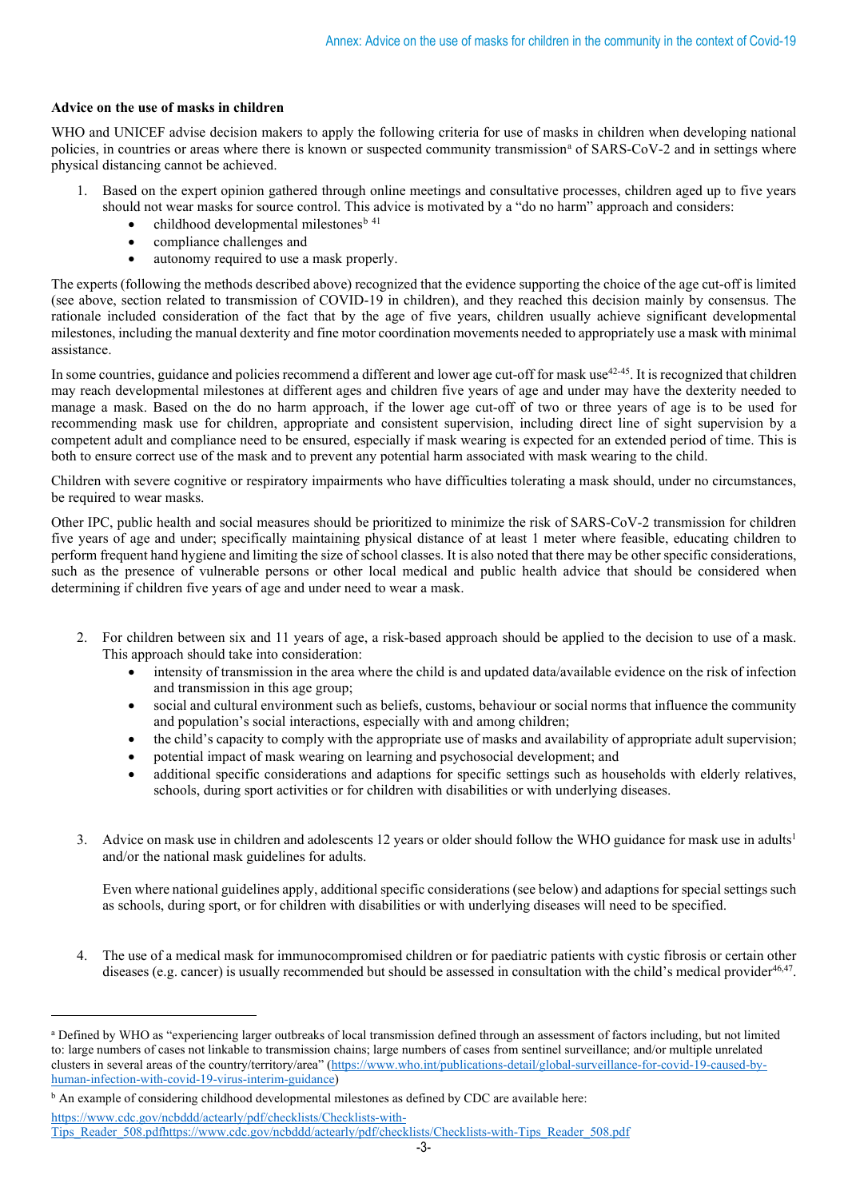### Advice on the use of masks in children

WHO and UNICEF advise decision makers to apply the following criteria for use of masks in children when developing national policies, in countries or areas where there is known or suspected community transmission[a] of SARS-CoV-2 and in settings where physical distancing cannot be achieved.

1. Based on the expert opinion gathered through online meetings and consultative processes, children aged up to five years should not wear masks for source control. This advice is motivated by a "do no harm" approach and considers:
   - childhood developmental milestones[b] [41]
   - compliance challenges and
   - autonomy required to use a mask properly.

The experts (following the methods described above) recognized that the evidence supporting the choice of the age cut-off is limited (see above, section related to transmission of COVID-19 in children), and they reached this decision mainly by consensus. The rationale included consideration of the fact that by the age of five years, children usually achieve significant developmental milestones, including the manual dexterity and fine motor coordination movements needed to appropriately use a mask with minimal assistance.

In some countries, guidance and policies recommend a different and lower age cut-off for mask use[42-45]. It is recognized that children may reach developmental milestones at different ages and children five years of age and under may have the dexterity needed to manage a mask. Based on the do no harm approach, if the lower age cut-off of two or three years of age is to be used for recommending mask use for children, appropriate and consistent supervision, including direct line of sight supervision by a competent adult and compliance need to be ensured, especially if mask wearing is expected for an extended period of time. This is both to ensure correct use of the mask and to prevent any potential harm associated with mask wearing to the child.

Children with severe cognitive or respiratory impairments who have difficulties tolerating a mask should, under no circumstances, be required to wear masks.

Other IPC, public health and social measures should be prioritized to minimize the risk of SARS-CoV-2 transmission for children five years of age and under; specifically maintaining physical distance of at least 1 meter where feasible, educating children to perform frequent hand hygiene and limiting the size of school classes. It is also noted that there may be other specific considerations, such as the presence of vulnerable persons or other local medical and public health advice that should be considered when determining if children five years of age and under need to wear a mask.

2. For children between six and 11 years of age, a risk-based approach should be applied to the decision to use of a mask. This approach should take into consideration:
   - intensity of transmission in the area where the child is and updated data/available evidence on the risk of infection and transmission in this age group;
   - social and cultural environment such as beliefs, customs, behaviour or social norms that influence the community and population's social interactions, especially with and among children;
   - the child's capacity to comply with the appropriate use of masks and availability of appropriate adult supervision;
   - potential impact of mask wearing on learning and psychosocial development; and
   - additional specific considerations and adaptions for specific settings such as households with elderly relatives, schools, during sport activities or for children with disabilities or with underlying diseases.

3. Advice on mask use in children and adolescents 12 years or older should follow the WHO guidance for mask use in adults[1] and/or the national mask guidelines for adults.

   Even where national guidelines apply, additional specific considerations (see below) and adaptions for special settings such as schools, during sport, or for children with disabilities or with underlying diseases will need to be specified.

4. The use of a medical mask for immunocompromised children or for paediatric patients with cystic fibrosis or certain other diseases (e.g. cancer) is usually recommended but should be assessed in consultation with the child's medical provider[46,47].

---

[a] Defined by WHO as "experiencing larger outbreaks of local transmission defined through an assessment of factors including, but not limited to: large numbers of cases not linkable to transmission chains; large numbers of cases from sentinel surveillance; and/or multiple unrelated clusters in several areas of the country/territory/area" (https://www.who.int/publications-detail/global-surveillance-for-covid-19-caused-by-human-infection-with-covid-19-virus-interim-guidance)

[b] An example of considering childhood developmental milestones as defined by CDC are available here: https://www.cdc.gov/ncbddd/actearly/pdf/checklists/Checklists-with-Tips_Reader_508.pdfhttps://www.cdc.gov/ncbddd/actearly/pdf/checklists/Checklists-with-Tips_Reader_508.pdf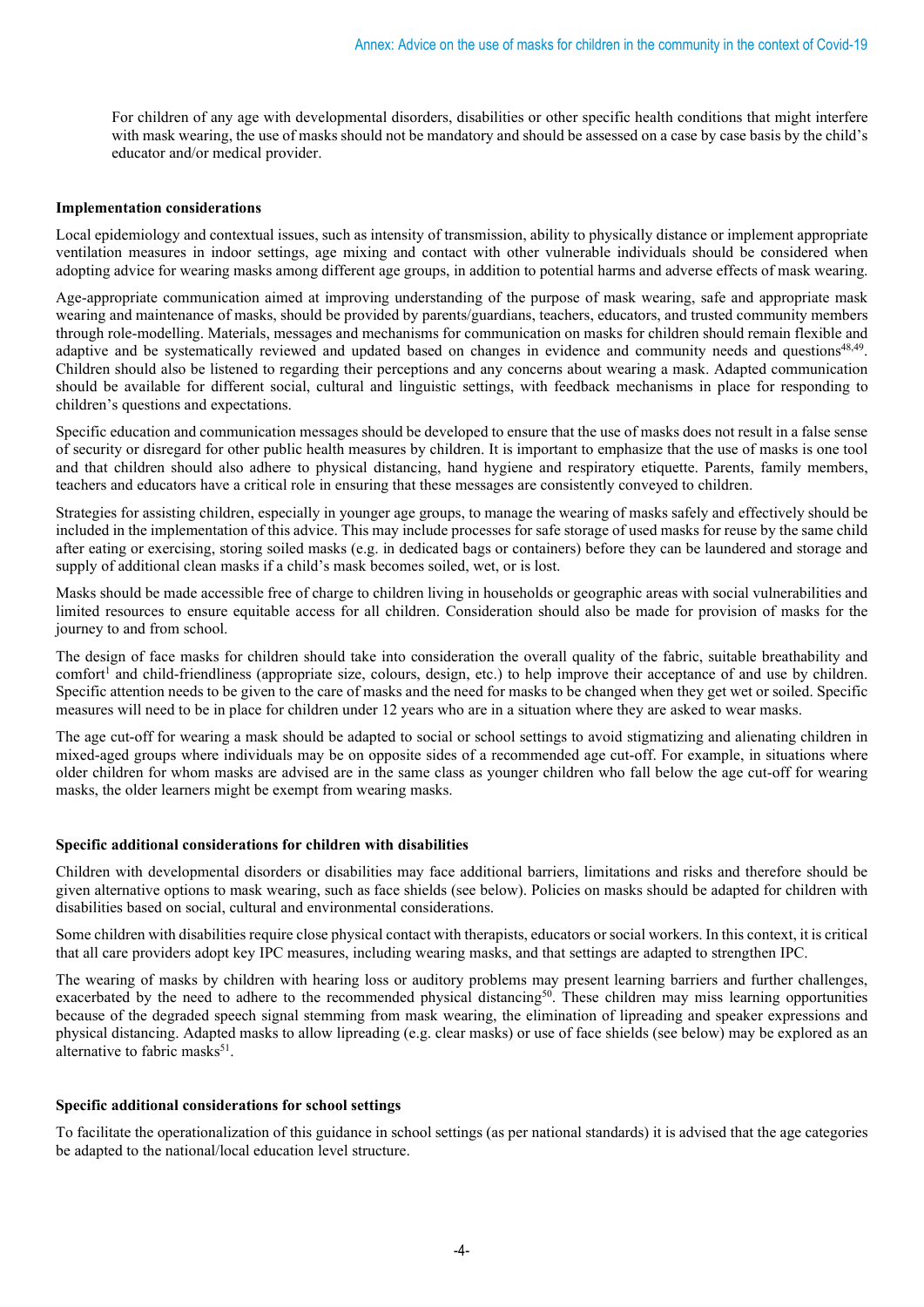For children of any age with developmental disorders, disabilities or other specific health conditions that might interfere with mask wearing, the use of masks should not be mandatory and should be assessed on a case by case basis by the child's educator and/or medical provider.

**Implementation considerations**

Local epidemiology and contextual issues, such as intensity of transmission, ability to physically distance or implement appropriate ventilation measures in indoor settings, age mixing and contact with other vulnerable individuals should be considered when adopting advice for wearing masks among different age groups, in addition to potential harms and adverse effects of mask wearing.

Age-appropriate communication aimed at improving understanding of the purpose of mask wearing, safe and appropriate mask wearing and maintenance of masks, should be provided by parents/guardians, teachers, educators, and trusted community members through role-modelling. Materials, messages and mechanisms for communication on masks for children should remain flexible and adaptive and be systematically reviewed and updated based on changes in evidence and community needs and questions[48,49]. Children should also be listened to regarding their perceptions and any concerns about wearing a mask. Adapted communication should be available for different social, cultural and linguistic settings, with feedback mechanisms in place for responding to children's questions and expectations.

Specific education and communication messages should be developed to ensure that the use of masks does not result in a false sense of security or disregard for other public health measures by children. It is important to emphasize that the use of masks is one tool and that children should also adhere to physical distancing, hand hygiene and respiratory etiquette. Parents, family members, teachers and educators have a critical role in ensuring that these messages are consistently conveyed to children.

Strategies for assisting children, especially in younger age groups, to manage the wearing of masks safely and effectively should be included in the implementation of this advice. This may include processes for safe storage of used masks for reuse by the same child after eating or exercising, storing soiled masks (e.g. in dedicated bags or containers) before they can be laundered and storage and supply of additional clean masks if a child's mask becomes soiled, wet, or is lost.

Masks should be made accessible free of charge to children living in households or geographic areas with social vulnerabilities and limited resources to ensure equitable access for all children. Consideration should also be made for provision of masks for the journey to and from school.

The design of face masks for children should take into consideration the overall quality of the fabric, suitable breathability and comfort[1] and child-friendliness (appropriate size, colours, design, etc.) to help improve their acceptance of and use by children. Specific attention needs to be given to the care of masks and the need for masks to be changed when they get wet or soiled. Specific measures will need to be in place for children under 12 years who are in a situation where they are asked to wear masks.

The age cut-off for wearing a mask should be adapted to social or school settings to avoid stigmatizing and alienating children in mixed-aged groups where individuals may be on opposite sides of a recommended age cut-off. For example, in situations where older children for whom masks are advised are in the same class as younger children who fall below the age cut-off for wearing masks, the older learners might be exempt from wearing masks.

**Specific additional considerations for children with disabilities**

Children with developmental disorders or disabilities may face additional barriers, limitations and risks and therefore should be given alternative options to mask wearing, such as face shields (see below). Policies on masks should be adapted for children with disabilities based on social, cultural and environmental considerations.

Some children with disabilities require close physical contact with therapists, educators or social workers. In this context, it is critical that all care providers adopt key IPC measures, including wearing masks, and that settings are adapted to strengthen IPC.

The wearing of masks by children with hearing loss or auditory problems may present learning barriers and further challenges, exacerbated by the need to adhere to the recommended physical distancing[50]. These children may miss learning opportunities because of the degraded speech signal stemming from mask wearing, the elimination of lipreading and speaker expressions and physical distancing. Adapted masks to allow lipreading (e.g. clear masks) or use of face shields (see below) may be explored as an alternative to fabric masks[51].

**Specific additional considerations for school settings**

To facilitate the operationalization of this guidance in school settings (as per national standards) it is advised that the age categories be adapted to the national/local education level structure.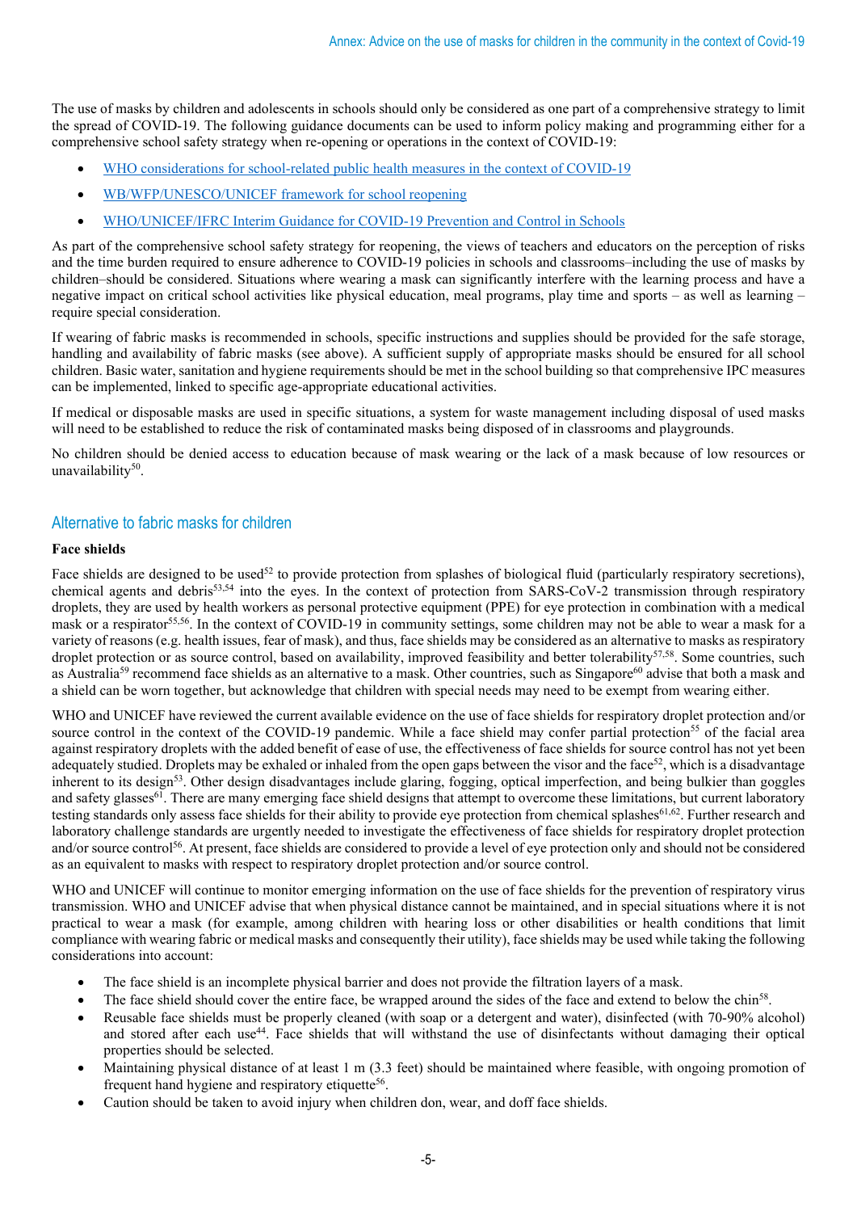The use of masks by children and adolescents in schools should only be considered as one part of a comprehensive strategy to limit the spread of COVID-19. The following guidance documents can be used to inform policy making and programming either for a comprehensive school safety strategy when re-opening or operations in the context of COVID-19:

- WHO considerations for school-related public health measures in the context of COVID-19
- WB/WFP/UNESCO/UNICEF framework for school reopening
- WHO/UNICEF/IFRC Interim Guidance for COVID-19 Prevention and Control in Schools

As part of the comprehensive school safety strategy for reopening, the views of teachers and educators on the perception of risks and the time burden required to ensure adherence to COVID-19 policies in schools and classrooms–including the use of masks by children–should be considered. Situations where wearing a mask can significantly interfere with the learning process and have a negative impact on critical school activities like physical education, meal programs, play time and sports – as well as learning – require special consideration.

If wearing of fabric masks is recommended in schools, specific instructions and supplies should be provided for the safe storage, handling and availability of fabric masks (see above). A sufficient supply of appropriate masks should be ensured for all school children. Basic water, sanitation and hygiene requirements should be met in the school building so that comprehensive IPC measures can be implemented, linked to specific age-appropriate educational activities.

If medical or disposable masks are used in specific situations, a system for waste management including disposal of used masks will need to be established to reduce the risk of contaminated masks being disposed of in classrooms and playgrounds.

No children should be denied access to education because of mask wearing or the lack of a mask because of low resources or unavailability[50].

## Alternative to fabric masks for children

### Face shields

Face shields are designed to be used[52] to provide protection from splashes of biological fluid (particularly respiratory secretions), chemical agents and debris[53,54] into the eyes. In the context of protection from SARS-CoV-2 transmission through respiratory droplets, they are used by health workers as personal protective equipment (PPE) for eye protection in combination with a medical mask or a respirator[55,56]. In the context of COVID-19 in community settings, some children may not be able to wear a mask for a variety of reasons (e.g. health issues, fear of mask), and thus, face shields may be considered as an alternative to masks as respiratory droplet protection or as source control, based on availability, improved feasibility and better tolerability[57,58]. Some countries, such as Australia[59] recommend face shields as an alternative to a mask. Other countries, such as Singapore[60] advise that both a mask and a shield can be worn together, but acknowledge that children with special needs may need to be exempt from wearing either.

WHO and UNICEF have reviewed the current available evidence on the use of face shields for respiratory droplet protection and/or source control in the context of the COVID-19 pandemic. While a face shield may confer partial protection[55] of the facial area against respiratory droplets with the added benefit of ease of use, the effectiveness of face shields for source control has not yet been adequately studied. Droplets may be exhaled or inhaled from the open gaps between the visor and the face[52], which is a disadvantage inherent to its design[53]. Other design disadvantages include glaring, fogging, optical imperfection, and being bulkier than goggles and safety glasses[61]. There are many emerging face shield designs that attempt to overcome these limitations, but current laboratory testing standards only assess face shields for their ability to provide eye protection from chemical splashes[61,62]. Further research and laboratory challenge standards are urgently needed to investigate the effectiveness of face shields for respiratory droplet protection and/or source control[56]. At present, face shields are considered to provide a level of eye protection only and should not be considered as an equivalent to masks with respect to respiratory droplet protection and/or source control.

WHO and UNICEF will continue to monitor emerging information on the use of face shields for the prevention of respiratory virus transmission. WHO and UNICEF advise that when physical distance cannot be maintained, and in special situations where it is not practical to wear a mask (for example, among children with hearing loss or other disabilities or health conditions that limit compliance with wearing fabric or medical masks and consequently their utility), face shields may be used while taking the following considerations into account:

- The face shield is an incomplete physical barrier and does not provide the filtration layers of a mask.
- The face shield should cover the entire face, be wrapped around the sides of the face and extend to below the chin[58].
- Reusable face shields must be properly cleaned (with soap or a detergent and water), disinfected (with 70-90% alcohol) and stored after each use[44]. Face shields that will withstand the use of disinfectants without damaging their optical properties should be selected.
- Maintaining physical distance of at least 1 m (3.3 feet) should be maintained where feasible, with ongoing promotion of frequent hand hygiene and respiratory etiquette[56].
- Caution should be taken to avoid injury when children don, wear, and doff face shields.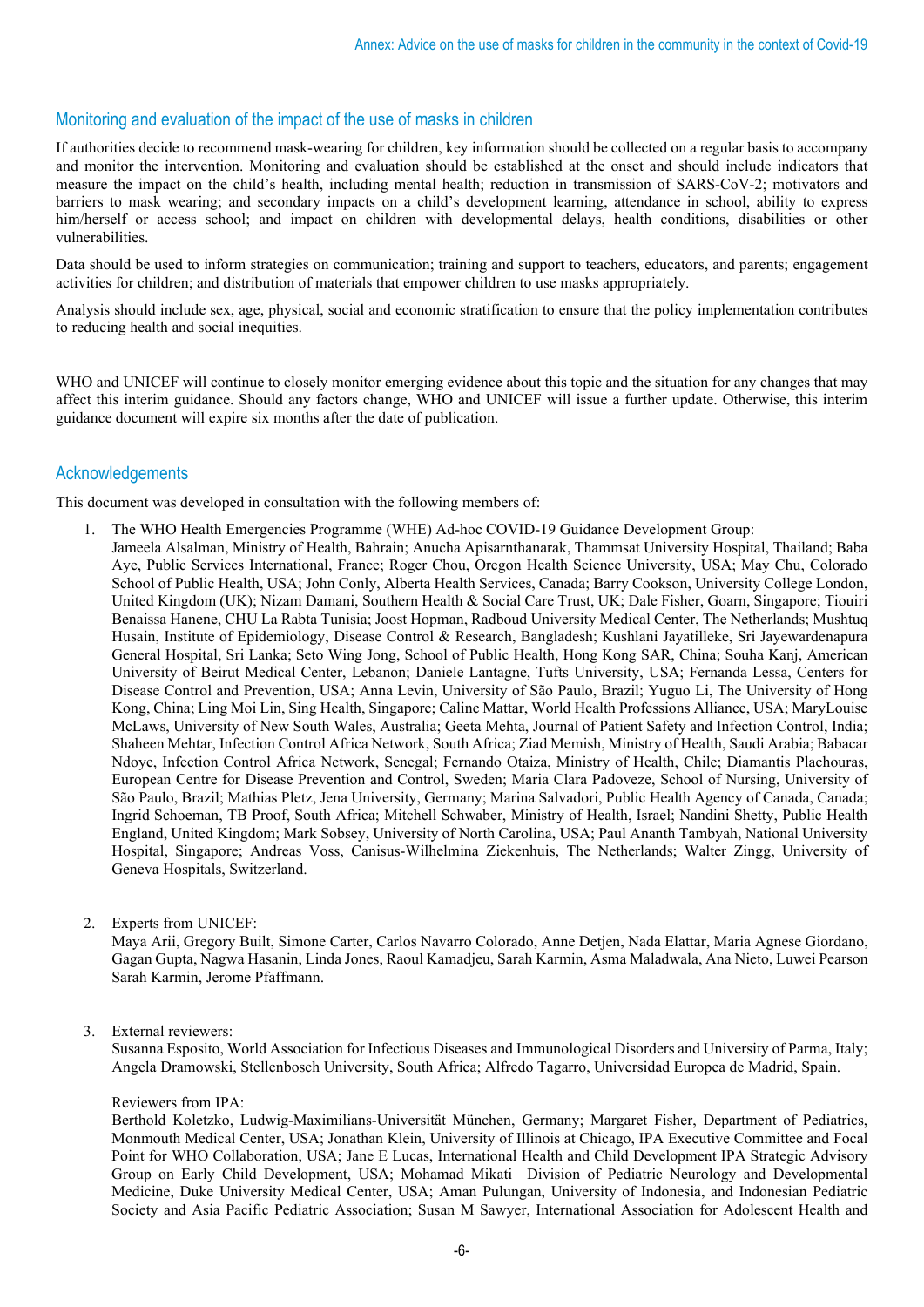## Monitoring and evaluation of the impact of the use of masks in children

If authorities decide to recommend mask-wearing for children, key information should be collected on a regular basis to accompany and monitor the intervention. Monitoring and evaluation should be established at the onset and should include indicators that measure the impact on the child's health, including mental health; reduction in transmission of SARS-CoV-2; motivators and barriers to mask wearing; and secondary impacts on a child's development learning, attendance in school, ability to express him/herself or access school; and impact on children with developmental delays, health conditions, disabilities or other vulnerabilities.

Data should be used to inform strategies on communication; training and support to teachers, educators, and parents; engagement activities for children; and distribution of materials that empower children to use masks appropriately.

Analysis should include sex, age, physical, social and economic stratification to ensure that the policy implementation contributes to reducing health and social inequities.

WHO and UNICEF will continue to closely monitor emerging evidence about this topic and the situation for any changes that may affect this interim guidance. Should any factors change, WHO and UNICEF will issue a further update. Otherwise, this interim guidance document will expire six months after the date of publication.

## Acknowledgements

This document was developed in consultation with the following members of:

1. The WHO Health Emergencies Programme (WHE) Ad-hoc COVID-19 Guidance Development Group:
   Jameela Alsalman, Ministry of Health, Bahrain; Anucha Apisarnthanarak, Thammsat University Hospital, Thailand; Baba Aye, Public Services International, France; Roger Chou, Oregon Health Science University, USA; May Chu, Colorado School of Public Health, USA; John Conly, Alberta Health Services, Canada; Barry Cookson, University College London, United Kingdom (UK); Nizam Damani, Southern Health & Social Care Trust, UK; Dale Fisher, Goarn, Singapore; Tiouiri Benaissa Hanene, CHU La Rabta Tunisia; Joost Hopman, Radboud University Medical Center, The Netherlands; Mushtuq Husain, Institute of Epidemiology, Disease Control & Research, Bangladesh; Kushlani Jayatilleke, Sri Jayewardenapura General Hospital, Sri Lanka; Seto Wing Jong, School of Public Health, Hong Kong SAR, China; Souha Kanj, American University of Beirut Medical Center, Lebanon; Daniele Lantagne, Tufts University, USA; Fernanda Lessa, Centers for Disease Control and Prevention, USA; Anna Levin, University of São Paulo, Brazil; Yuguo Li, The University of Hong Kong, China; Ling Moi Lin, Sing Health, Singapore; Caline Mattar, World Health Professions Alliance, USA; MaryLouise McLaws, University of New South Wales, Australia; Geeta Mehta, Journal of Patient Safety and Infection Control, India; Shaheen Mehtar, Infection Control Africa Network, South Africa; Ziad Memish, Ministry of Health, Saudi Arabia; Babacar Ndoye, Infection Control Africa Network, Senegal; Fernando Otaiza, Ministry of Health, Chile; Diamantis Plachouras, European Centre for Disease Prevention and Control, Sweden; Maria Clara Padoveze, School of Nursing, University of São Paulo, Brazil; Mathias Pletz, Jena University, Germany; Marina Salvadori, Public Health Agency of Canada, Canada; Ingrid Schoeman, TB Proof, South Africa; Mitchell Schwaber, Ministry of Health, Israel; Nandini Shetty, Public Health England, United Kingdom; Mark Sobsey, University of North Carolina, USA; Paul Ananth Tambyah, National University Hospital, Singapore; Andreas Voss, Canisus-Wilhelmina Ziekenhuis, The Netherlands; Walter Zingg, University of Geneva Hospitals, Switzerland.

2. Experts from UNICEF:
   Maya Arii, Gregory Built, Simone Carter, Carlos Navarro Colorado, Anne Detjen, Nada Elattar, Maria Agnese Giordano, Gagan Gupta, Nagwa Hasanin, Linda Jones, Raoul Kamadjeu, Sarah Karmin, Asma Maladwala, Ana Nieto, Luwei Pearson Sarah Karmin, Jerome Pfaffmann.

3. External reviewers:
   Susanna Esposito, World Association for Infectious Diseases and Immunological Disorders and University of Parma, Italy; Angela Dramowski, Stellenbosch University, South Africa; Alfredo Tagarro, Universidad Europea de Madrid, Spain.

   Reviewers from IPA:
   Berthold Koletzko, Ludwig-Maximilians-Universität München, Germany; Margaret Fisher, Department of Pediatrics, Monmouth Medical Center, USA; Jonathan Klein, University of Illinois at Chicago, IPA Executive Committee and Focal Point for WHO Collaboration, USA; Jane E Lucas, International Health and Child Development IPA Strategic Advisory Group on Early Child Development, USA; Mohamad Mikati Division of Pediatric Neurology and Developmental Medicine, Duke University Medical Center, USA; Aman Pulungan, University of Indonesia, and Indonesian Pediatric Society and Asia Pacific Pediatric Association; Susan M Sawyer, International Association for Adolescent Health and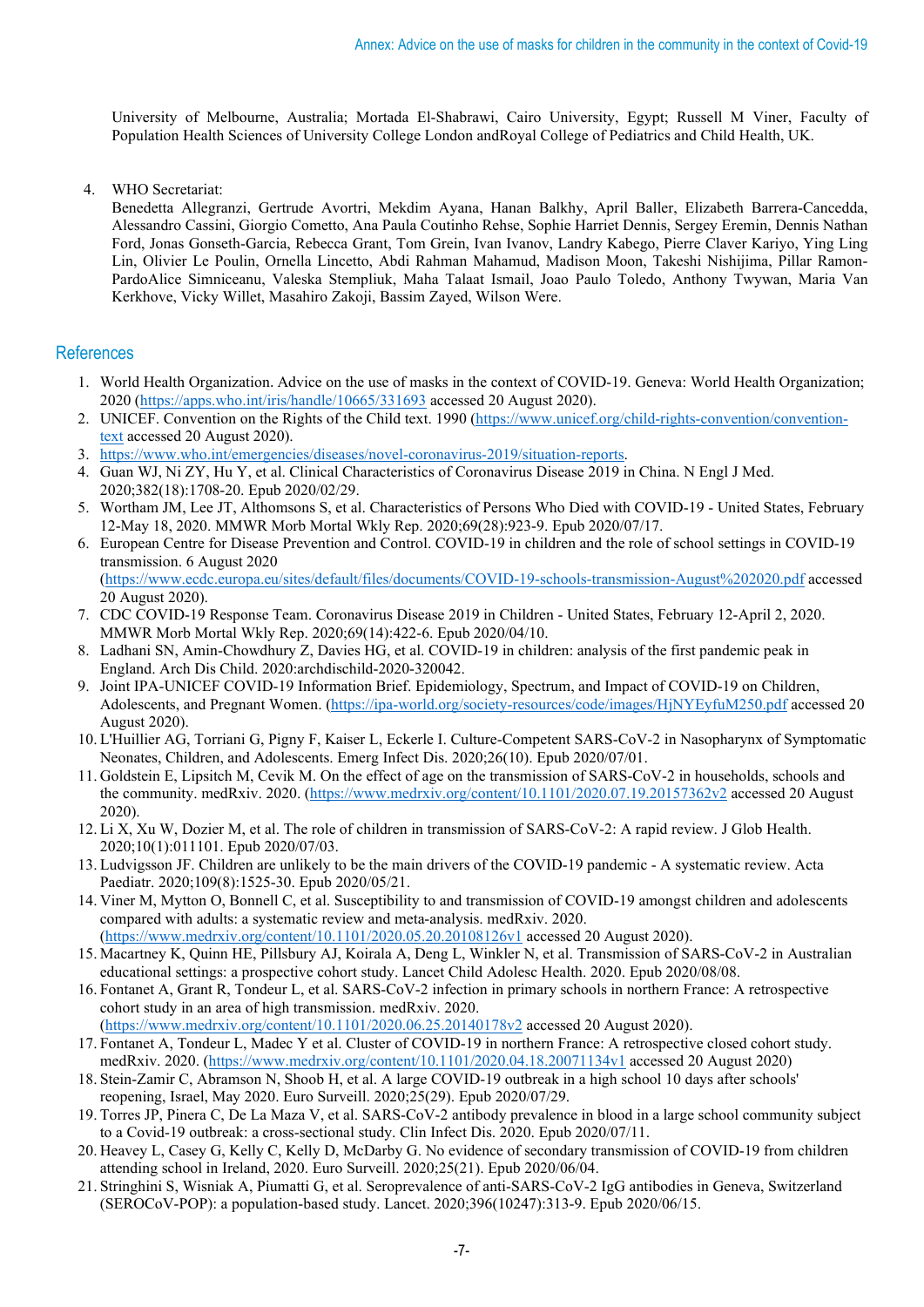University of Melbourne, Australia; Mortada El-Shabrawi, Cairo University, Egypt; Russell M Viner, Faculty of Population Health Sciences of University College London andRoyal College of Pediatrics and Child Health, UK.

4. WHO Secretariat:
   Benedetta Allegranzi, Gertrude Avortri, Mekdim Ayana, Hanan Balkhy, April Baller, Elizabeth Barrera-Cancedda, Alessandro Cassini, Giorgio Cometto, Ana Paula Coutinho Rehse, Sophie Harriet Dennis, Sergey Eremin, Dennis Nathan Ford, Jonas Gonseth-Garcia, Rebecca Grant, Tom Grein, Ivan Ivanov, Landry Kabego, Pierre Claver Kariyo, Ying Ling Lin, Olivier Le Poulin, Ornella Lincetto, Abdi Rahman Mahamud, Madison Moon, Takeshi Nishijima, Pillar Ramon-PardoAlice Simniceanu, Valeska Stempliuk, Maha Talaat Ismail, Joao Paulo Toledo, Anthony Twywan, Maria Van Kerkhove, Vicky Willet, Masahiro Zakoji, Bassim Zayed, Wilson Were.

## References

1. World Health Organization. Advice on the use of masks in the context of COVID-19. Geneva: World Health Organization; 2020 (https://apps.who.int/iris/handle/10665/331693 accessed 20 August 2020).
2. UNICEF. Convention on the Rights of the Child text. 1990 (https://www.unicef.org/child-rights-convention/convention-text accessed 20 August 2020).
3. https://www.who.int/emergencies/diseases/novel-coronavirus-2019/situation-reports.
4. Guan WJ, Ni ZY, Hu Y, et al. Clinical Characteristics of Coronavirus Disease 2019 in China. N Engl J Med. 2020;382(18):1708-20. Epub 2020/02/29.
5. Wortham JM, Lee JT, Althomsons S, et al. Characteristics of Persons Who Died with COVID-19 - United States, February 12-May 18, 2020. MMWR Morb Mortal Wkly Rep. 2020;69(28):923-9. Epub 2020/07/17.
6. European Centre for Disease Prevention and Control. COVID-19 in children and the role of school settings in COVID-19 transmission. 6 August 2020 (https://www.ecdc.europa.eu/sites/default/files/documents/COVID-19-schools-transmission-August%202020.pdf accessed 20 August 2020).
7. CDC COVID-19 Response Team. Coronavirus Disease 2019 in Children - United States, February 12-April 2, 2020. MMWR Morb Mortal Wkly Rep. 2020;69(14):422-6. Epub 2020/04/10.
8. Ladhani SN, Amin-Chowdhury Z, Davies HG, et al. COVID-19 in children: analysis of the first pandemic peak in England. Arch Dis Child. 2020:archdischild-2020-320042.
9. Joint IPA-UNICEF COVID-19 Information Brief. Epidemiology, Spectrum, and Impact of COVID-19 on Children, Adolescents, and Pregnant Women. (https://ipa-world.org/society-resources/code/images/HjNYEyfuM250.pdf accessed 20 August 2020).
10. L'Huillier AG, Torriani G, Pigny F, Kaiser L, Eckerle I. Culture-Competent SARS-CoV-2 in Nasopharynx of Symptomatic Neonates, Children, and Adolescents. Emerg Infect Dis. 2020;26(10). Epub 2020/07/01.
11. Goldstein E, Lipsitch M, Cevik M. On the effect of age on the transmission of SARS-CoV-2 in households, schools and the community. medRxiv. 2020. (https://www.medrxiv.org/content/10.1101/2020.07.19.20157362v2 accessed 20 August 2020).
12. Li X, Xu W, Dozier M, et al. The role of children in transmission of SARS-CoV-2: A rapid review. J Glob Health. 2020;10(1):011101. Epub 2020/07/03.
13. Ludvigsson JF. Children are unlikely to be the main drivers of the COVID-19 pandemic - A systematic review. Acta Paediatr. 2020;109(8):1525-30. Epub 2020/05/21.
14. Viner M, Mytton O, Bonnell C, et al. Susceptibility to and transmission of COVID-19 amongst children and adolescents compared with adults: a systematic review and meta-analysis. medRxiv. 2020. (https://www.medrxiv.org/content/10.1101/2020.05.20.20108126v1 accessed 20 August 2020).
15. Macartney K, Quinn HE, Pillsbury AJ, Koirala A, Deng L, Winkler N, et al. Transmission of SARS-CoV-2 in Australian educational settings: a prospective cohort study. Lancet Child Adolesc Health. 2020. Epub 2020/08/08.
16. Fontanet A, Grant R, Tondeur L, et al. SARS-CoV-2 infection in primary schools in northern France: A retrospective cohort study in an area of high transmission. medRxiv. 2020. (https://www.medrxiv.org/content/10.1101/2020.06.25.20140178v2 accessed 20 August 2020).
17. Fontanet A, Tondeur L, Madec Y et al. Cluster of COVID-19 in northern France: A retrospective closed cohort study. medRxiv. 2020. (https://www.medrxiv.org/content/10.1101/2020.04.18.20071134v1 accessed 20 August 2020)
18. Stein-Zamir C, Abramson N, Shoob H, et al. A large COVID-19 outbreak in a high school 10 days after schools' reopening, Israel, May 2020. Euro Surveill. 2020;25(29). Epub 2020/07/29.
19. Torres JP, Pinera C, De La Maza V, et al. SARS-CoV-2 antibody prevalence in blood in a large school community subject to a Covid-19 outbreak: a cross-sectional study. Clin Infect Dis. 2020. Epub 2020/07/11.
20. Heavey L, Casey G, Kelly C, Kelly D, McDarby G. No evidence of secondary transmission of COVID-19 from children attending school in Ireland, 2020. Euro Surveill. 2020;25(21). Epub 2020/06/04.
21. Stringhini S, Wisniak A, Piumatti G, et al. Seroprevalence of anti-SARS-CoV-2 IgG antibodies in Geneva, Switzerland (SEROCoV-POP): a population-based study. Lancet. 2020;396(10247):313-9. Epub 2020/06/15.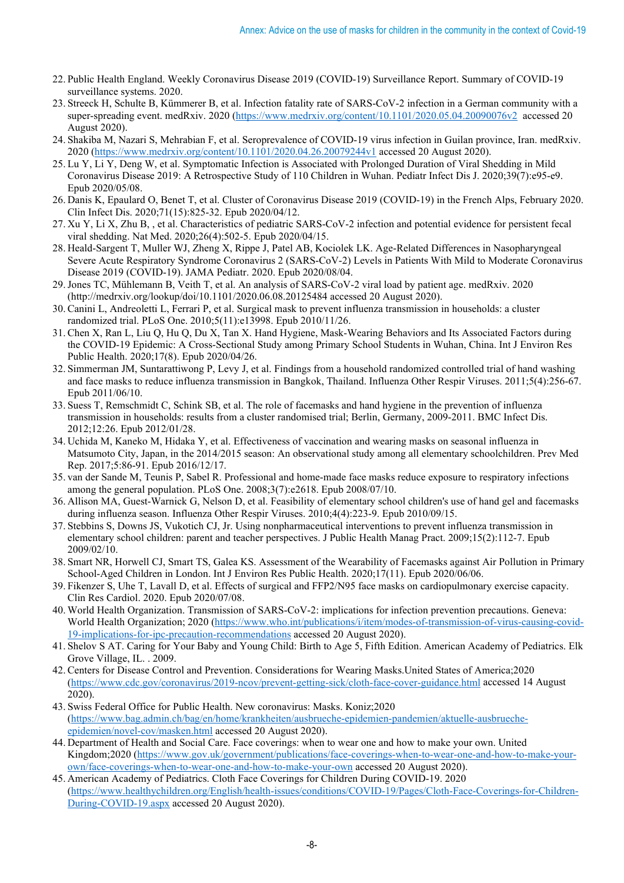22. Public Health England. Weekly Coronavirus Disease 2019 (COVID-19) Surveillance Report. Summary of COVID-19 surveillance systems. 2020.
23. Streeck H, Schulte B, Kümmerer B, et al. Infection fatality rate of SARS-CoV-2 infection in a German community with a super-spreading event. medRxiv. 2020 (https://www.medrxiv.org/content/10.1101/2020.05.04.20090076v2 accessed 20 August 2020).
24. Shakiba M, Nazari S, Mehrabian F, et al. Seroprevalence of COVID-19 virus infection in Guilan province, Iran. medRxiv. 2020 (https://www.medrxiv.org/content/10.1101/2020.04.26.20079244v1 accessed 20 August 2020).
25. Lu Y, Li Y, Deng W, et al. Symptomatic Infection is Associated with Prolonged Duration of Viral Shedding in Mild Coronavirus Disease 2019: A Retrospective Study of 110 Children in Wuhan. Pediatr Infect Dis J. 2020;39(7):e95-e9. Epub 2020/05/08.
26. Danis K, Epaulard O, Benet T, et al. Cluster of Coronavirus Disease 2019 (COVID-19) in the French Alps, February 2020. Clin Infect Dis. 2020;71(15):825-32. Epub 2020/04/12.
27. Xu Y, Li X, Zhu B, , et al. Characteristics of pediatric SARS-CoV-2 infection and potential evidence for persistent fecal viral shedding. Nat Med. 2020;26(4):502-5. Epub 2020/04/15.
28. Heald-Sargent T, Muller WJ, Zheng X, Rippe J, Patel AB, Kociolek LK. Age-Related Differences in Nasopharyngeal Severe Acute Respiratory Syndrome Coronavirus 2 (SARS-CoV-2) Levels in Patients With Mild to Moderate Coronavirus Disease 2019 (COVID-19). JAMA Pediatr. 2020. Epub 2020/08/04.
29. Jones TC, Mühlemann B, Veith T, et al. An analysis of SARS-CoV-2 viral load by patient age. medRxiv. 2020 (http://medrxiv.org/lookup/doi/10.1101/2020.06.08.20125484 accessed 20 August 2020).
30. Canini L, Andreoletti L, Ferrari P, et al. Surgical mask to prevent influenza transmission in households: a cluster randomized trial. PLoS One. 2010;5(11):e13998. Epub 2010/11/26.
31. Chen X, Ran L, Liu Q, Hu Q, Du X, Tan X. Hand Hygiene, Mask-Wearing Behaviors and Its Associated Factors during the COVID-19 Epidemic: A Cross-Sectional Study among Primary School Students in Wuhan, China. Int J Environ Res Public Health. 2020;17(8). Epub 2020/04/26.
32. Simmerman JM, Suntarattiwong P, Levy J, et al. Findings from a household randomized controlled trial of hand washing and face masks to reduce influenza transmission in Bangkok, Thailand. Influenza Other Respir Viruses. 2011;5(4):256-67. Epub 2011/06/10.
33. Suess T, Remschmidt C, Schink SB, et al. The role of facemasks and hand hygiene in the prevention of influenza transmission in households: results from a cluster randomised trial; Berlin, Germany, 2009-2011. BMC Infect Dis. 2012;12:26. Epub 2012/01/28.
34. Uchida M, Kaneko M, Hidaka Y, et al. Effectiveness of vaccination and wearing masks on seasonal influenza in Matsumoto City, Japan, in the 2014/2015 season: An observational study among all elementary schoolchildren. Prev Med Rep. 2017;5:86-91. Epub 2016/12/17.
35. van der Sande M, Teunis P, Sabel R. Professional and home-made face masks reduce exposure to respiratory infections among the general population. PLoS One. 2008;3(7):e2618. Epub 2008/07/10.
36. Allison MA, Guest-Warnick G, Nelson D, et al. Feasibility of elementary school children's use of hand gel and facemasks during influenza season. Influenza Other Respir Viruses. 2010;4(4):223-9. Epub 2010/09/15.
37. Stebbins S, Downs JS, Vukotich CJ, Jr. Using nonpharmaceutical interventions to prevent influenza transmission in elementary school children: parent and teacher perspectives. J Public Health Manag Pract. 2009;15(2):112-7. Epub 2009/02/10.
38. Smart NR, Horwell CJ, Smart TS, Galea KS. Assessment of the Wearability of Facemasks against Air Pollution in Primary School-Aged Children in London. Int J Environ Res Public Health. 2020;17(11). Epub 2020/06/06.
39. Fikenzer S, Uhe T, Lavall D, et al. Effects of surgical and FFP2/N95 face masks on cardiopulmonary exercise capacity. Clin Res Cardiol. 2020. Epub 2020/07/08.
40. World Health Organization. Transmission of SARS-CoV-2: implications for infection prevention precautions. Geneva: World Health Organization; 2020 (https://www.who.int/publications/i/item/modes-of-transmission-of-virus-causing-covid-19-implications-for-ipc-precaution-recommendations accessed 20 August 2020).
41. Shelov S AT. Caring for Your Baby and Young Child: Birth to Age 5, Fifth Edition. American Academy of Pediatrics. Elk Grove Village, IL. . 2009.
42. Centers for Disease Control and Prevention. Considerations for Wearing Masks.United States of America;2020 (https://www.cdc.gov/coronavirus/2019-ncov/prevent-getting-sick/cloth-face-cover-guidance.html accessed 14 August 2020).
43. Swiss Federal Office for Public Health. New coronavirus: Masks. Koniz;2020 (https://www.bag.admin.ch/bag/en/home/krankheiten/ausbrueche-epidemien-pandemien/aktuelle-ausbrueche-epidemien/novel-cov/masken.html accessed 20 August 2020).
44. Department of Health and Social Care. Face coverings: when to wear one and how to make your own. United Kingdom;2020 (https://www.gov.uk/government/publications/face-coverings-when-to-wear-one-and-how-to-make-your-own/face-coverings-when-to-wear-one-and-how-to-make-your-own accessed 20 August 2020).
45. American Academy of Pediatrics. Cloth Face Coverings for Children During COVID-19. 2020 (https://www.healthychildren.org/English/health-issues/conditions/COVID-19/Pages/Cloth-Face-Coverings-for-Children-During-COVID-19.aspx accessed 20 August 2020).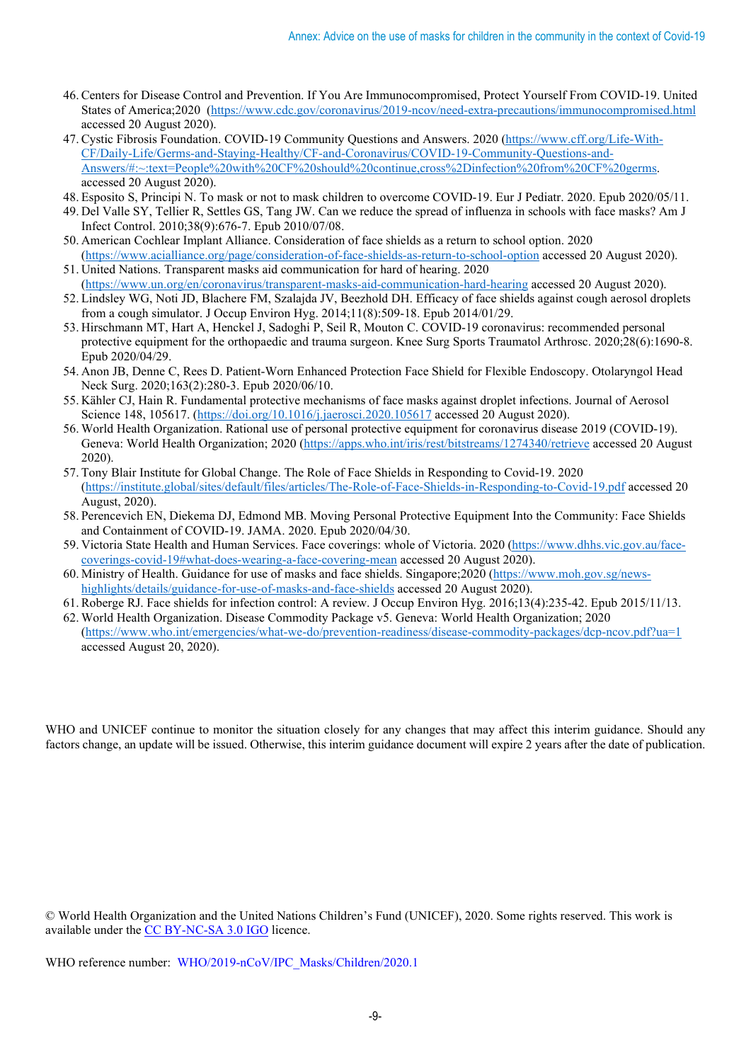46. Centers for Disease Control and Prevention. If You Are Immunocompromised, Protect Yourself From COVID-19. United States of America;2020 (https://www.cdc.gov/coronavirus/2019-ncov/need-extra-precautions/immunocompromised.html accessed 20 August 2020).
47. Cystic Fibrosis Foundation. COVID-19 Community Questions and Answers. 2020 (https://www.cff.org/Life-With-CF/Daily-Life/Germs-and-Staying-Healthy/CF-and-Coronavirus/COVID-19-Community-Questions-and-Answers/#:~:text=People%20with%20CF%20should%20continue,cross%2Dinfection%20from%20CF%20germs. accessed 20 August 2020).
48. Esposito S, Principi N. To mask or not to mask children to overcome COVID-19. Eur J Pediatr. 2020. Epub 2020/05/11.
49. Del Valle SY, Tellier R, Settles GS, Tang JW. Can we reduce the spread of influenza in schools with face masks? Am J Infect Control. 2010;38(9):676-7. Epub 2010/07/08.
50. American Cochlear Implant Alliance. Consideration of face shields as a return to school option. 2020 (https://www.acialliance.org/page/consideration-of-face-shields-as-return-to-school-option accessed 20 August 2020).
51. United Nations. Transparent masks aid communication for hard of hearing. 2020 (https://www.un.org/en/coronavirus/transparent-masks-aid-communication-hard-hearing accessed 20 August 2020).
52. Lindsley WG, Noti JD, Blachere FM, Szalajda JV, Beezhold DH. Efficacy of face shields against cough aerosol droplets from a cough simulator. J Occup Environ Hyg. 2014;11(8):509-18. Epub 2014/01/29.
53. Hirschmann MT, Hart A, Henckel J, Sadoghi P, Seil R, Mouton C. COVID-19 coronavirus: recommended personal protective equipment for the orthopaedic and trauma surgeon. Knee Surg Sports Traumatol Arthrosc. 2020;28(6):1690-8. Epub 2020/04/29.
54. Anon JB, Denne C, Rees D. Patient-Worn Enhanced Protection Face Shield for Flexible Endoscopy. Otolaryngol Head Neck Surg. 2020;163(2):280-3. Epub 2020/06/10.
55. Kähler CJ, Hain R. Fundamental protective mechanisms of face masks against droplet infections. Journal of Aerosol Science 148, 105617. (https://doi.org/10.1016/j.jaerosci.2020.105617 accessed 20 August 2020).
56. World Health Organization. Rational use of personal protective equipment for coronavirus disease 2019 (COVID-19). Geneva: World Health Organization; 2020 (https://apps.who.int/iris/rest/bitstreams/1274340/retrieve accessed 20 August 2020).
57. Tony Blair Institute for Global Change. The Role of Face Shields in Responding to Covid-19. 2020 (https://institute.global/sites/default/files/articles/The-Role-of-Face-Shields-in-Responding-to-Covid-19.pdf accessed 20 August, 2020).
58. Perencevich EN, Diekema DJ, Edmond MB. Moving Personal Protective Equipment Into the Community: Face Shields and Containment of COVID-19. JAMA. 2020. Epub 2020/04/30.
59. Victoria State Health and Human Services. Face coverings: whole of Victoria. 2020 (https://www.dhhs.vic.gov.au/face-coverings-covid-19#what-does-wearing-a-face-covering-mean accessed 20 August 2020).
60. Ministry of Health. Guidance for use of masks and face shields. Singapore;2020 (https://www.moh.gov.sg/news-highlights/details/guidance-for-use-of-masks-and-face-shields accessed 20 August 2020).
61. Roberge RJ. Face shields for infection control: A review. J Occup Environ Hyg. 2016;13(4):235-42. Epub 2015/11/13.
62. World Health Organization. Disease Commodity Package v5. Geneva: World Health Organization; 2020 (https://www.who.int/emergencies/what-we-do/prevention-readiness/disease-commodity-packages/dcp-ncov.pdf?ua=1 accessed August 20, 2020).

WHO and UNICEF continue to monitor the situation closely for any changes that may affect this interim guidance. Should any factors change, an update will be issued. Otherwise, this interim guidance document will expire 2 years after the date of publication.

© World Health Organization and the United Nations Children's Fund (UNICEF), 2020. Some rights reserved. This work is available under the CC BY-NC-SA 3.0 IGO licence.

WHO reference number: WHO/2019-nCoV/IPC_Masks/Children/2020.1